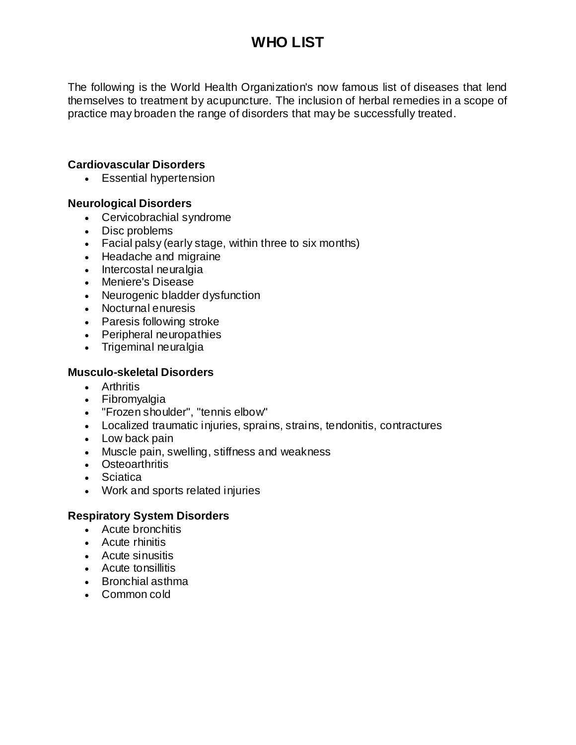# WHO LIST

The following is the World Health Organization's now famous list of diseases that lend themselves to treatment by acupuncture. The inclusion of herbal remedies in a scope of practice may broaden the range of disorders that may be successfully treated.

### Cardiovascular Disorders

- Essential hypertension

### Neurological Disorders

- Cervicobrachial syndrome
- Disc problems
- Facial palsy (early stage, within three to six months)
- Headache and migraine
- Intercostal neuralgia
- Meniere's Disease
- Neurogenic bladder dysfunction
- Nocturnal enuresis
- Paresis following stroke
- Peripheral neuropathies
- Trigeminal neuralgia

### Musculo-skeletal Disorders

- Arthritis
- Fibromyalgia
- "Frozen shoulder", "tennis elbow"
- Localized traumatic injuries, sprains, strains, tendonitis, contractures
- Low back pain
- Muscle pain, swelling, stiffness and weakness
- Osteoarthritis
- Sciatica
- Work and sports related injuries

### Respiratory System Disorders

- Acute bronchitis
- Acute rhinitis
- Acute sinusitis
- Acute tonsillitis
- Bronchial asthma
- Common cold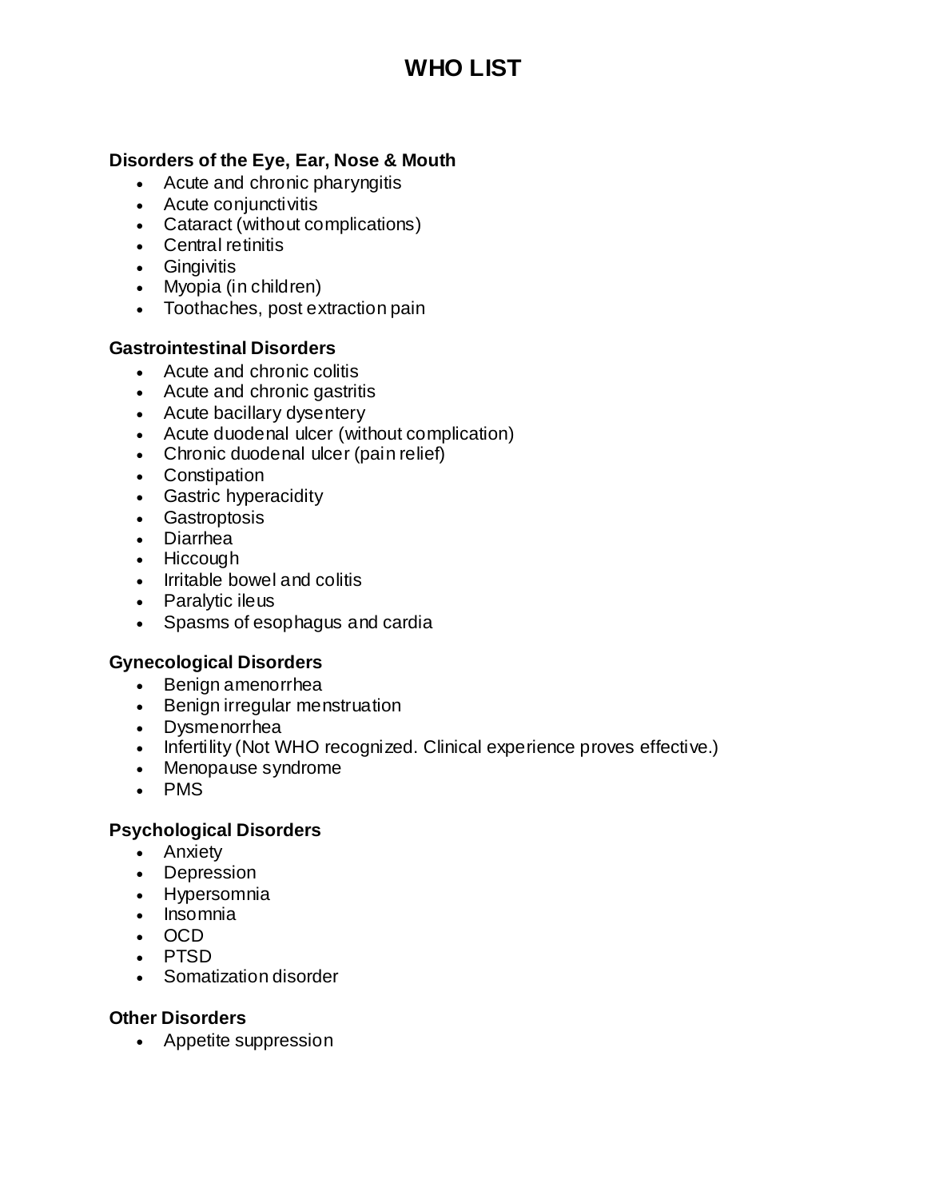# WHO LIST

### Disorders of the Eye, Ear, Nose & Mouth

- Acute and chronic pharyngitis
- Acute conjunctivitis
- Cataract (without complications)
- Central retinitis
- Gingivitis
- Myopia (in children)
- Toothaches, post extraction pain

### Gastrointestinal Disorders

- Acute and chronic colitis
- Acute and chronic gastritis
- Acute bacillary dysentery
- Acute duodenal ulcer (without complication)
- Chronic duodenal ulcer (pain relief)
- Constipation
- Gastric hyperacidity
- Gastroptosis
- Diarrhea
- Hiccough
- Irritable bowel and colitis
- Paralytic ileus
- Spasms of esophagus and cardia

### Gynecological Disorders

- Benign amenorrhea
- Benign irregular menstruation
- Dysmenorrhea
- Infertility (Not WHO recognized. Clinical experience proves effective.)
- Menopause syndrome
- PMS

### Psychological Disorders

- Anxiety
- Depression
- Hypersomnia
- Insomnia
- OCD
- PTSD
- Somatization disorder

### Other Disorders

- Appetite suppression